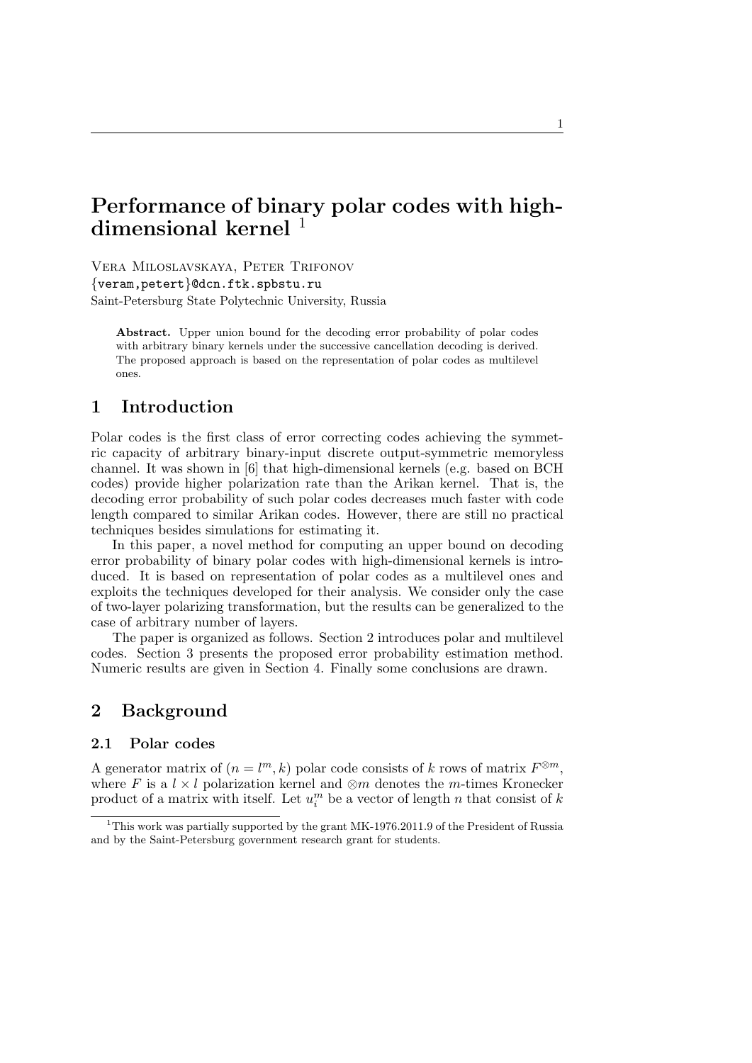# Performance of binary polar codes with high-dimensional kernel [1]

Vera Miloslavskaya, Peter Trifonov
{veram,petert}@dcn.ftk.spbstu.ru
Saint-Petersburg State Polytechnic University, Russia

**Abstract.** Upper union bound for the decoding error probability of polar codes with arbitrary binary kernels under the successive cancellation decoding is derived. The proposed approach is based on the representation of polar codes as multilevel ones.

## 1 Introduction

Polar codes is the first class of error correcting codes achieving the symmetric capacity of arbitrary binary-input discrete output-symmetric memoryless channel. It was shown in [6] that high-dimensional kernels (e.g. based on BCH codes) provide higher polarization rate than the Arikan kernel. That is, the decoding error probability of such polar codes decreases much faster with code length compared to similar Arikan codes. However, there are still no practical techniques besides simulations for estimating it.

In this paper, a novel method for computing an upper bound on decoding error probability of binary polar codes with high-dimensional kernels is introduced. It is based on representation of polar codes as a multilevel ones and exploits the techniques developed for their analysis. We consider only the case of two-layer polarizing transformation, but the results can be generalized to the case of arbitrary number of layers.

The paper is organized as follows. Section 2 introduces polar and multilevel codes. Section 3 presents the proposed error probability estimation method. Numeric results are given in Section 4. Finally some conclusions are drawn.

## 2 Background

### 2.1 Polar codes

A generator matrix of $(n = l^m, k)$ polar code consists of $k$ rows of matrix $F^{\otimes m}$, where $F$ is a $l \times l$ polarization kernel and $\otimes m$ denotes the $m$-times Kronecker product of a matrix with itself. Let $u_i^m$ be a vector of length $n$ that consist of $k$

[1] This work was partially supported by the grant MK-1976.2011.9 of the President of Russia and by the Saint-Petersburg government research grant for students.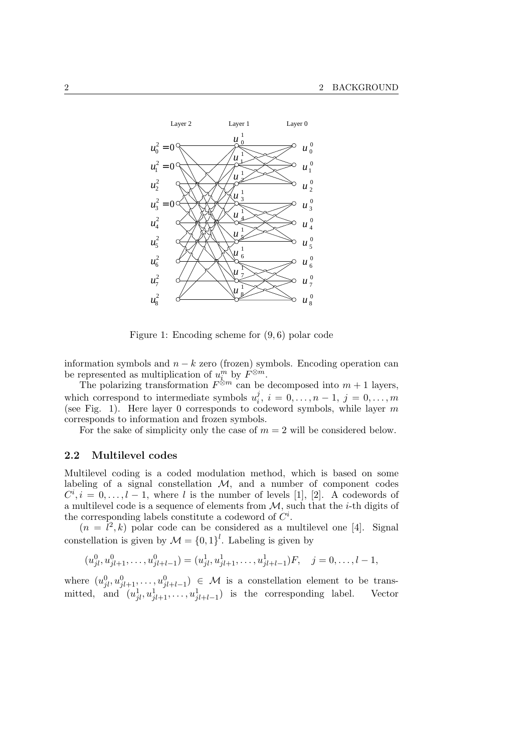Figure 1: Encoding scheme for $(9,6)$ polar code

information symbols and $n-k$ zero (frozen) symbols. Encoding operation can be represented as multiplication of $u_i^m$ by $F^{\otimes m}$.

The polarizing transformation $F^{\otimes m}$ can be decomposed into $m+1$ layers, which correspond to intermediate symbols $u_i^j$, $i=0,\dots,n-1$, $j=0,\dots,m$ (see Fig. 1). Here layer 0 corresponds to codeword symbols, while layer $m$ corresponds to information and frozen symbols.

For the sake of simplicity only the case of $m=2$ will be considered below.

## 2.2 Multilevel codes

Multilevel coding is a coded modulation method, which is based on some labeling of a signal constellation $\mathcal{M}$, and a number of component codes $C^i, i=0,\dots,l-1$, where $l$ is the number of levels [1], [2]. A codewords of a multilevel code is a sequence of elements from $\mathcal{M}$, such that the $i$-th digits of the corresponding labels constitute a codeword of $C^i$.

$(n=l^2,k)$ polar code can be considered as a multilevel one [4]. Signal constellation is given by $\mathcal{M}=\{0,1\}^l$. Labeling is given by

$$(u_{jl}^0, u_{jl+1}^0, \dots, u_{jl+l-1}^0) = (u_{jl}^1, u_{jl+1}^1, \dots, u_{jl+l-1}^1)F, \quad j=0,\dots,l-1,$$

where $(u_{jl}^0, u_{jl+1}^0, \dots, u_{jl+l-1}^0) \in \mathcal{M}$ is a constellation element to be transmitted, and $(u_{jl}^1, u_{jl+1}^1, \dots, u_{jl+l-1}^1)$ is the corresponding label. Vector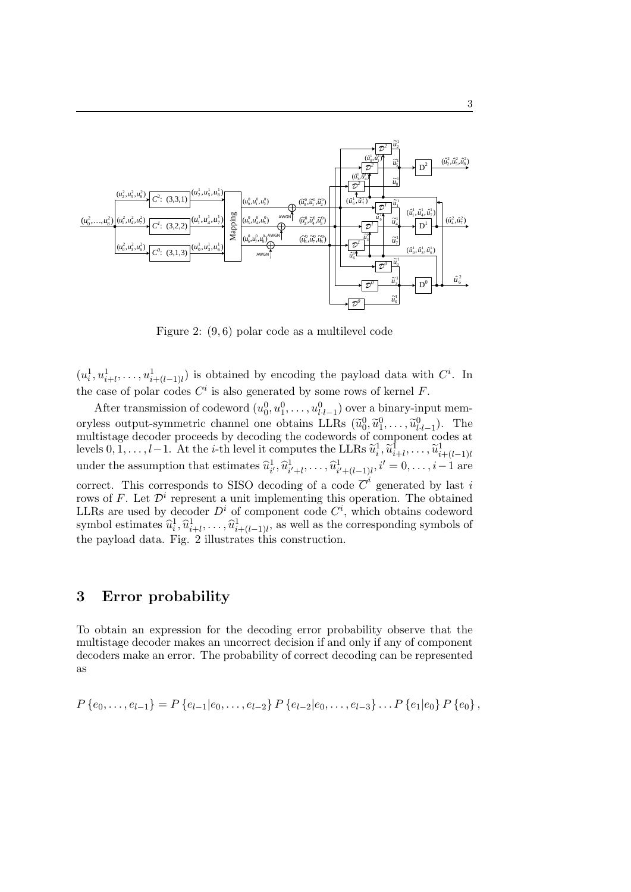Figure 2: $(9,6)$ polar code as a multilevel code

$(u_i^1, u_{i+l}^1, \ldots, u_{i+(l-1)l}^1)$ is obtained by encoding the payload data with $C^i$. In the case of polar codes $C^i$ is also generated by some rows of kernel $F$.

After transmission of codeword $(u_0^0, u_1^0, \ldots, u_{l \cdot l-1}^0)$ over a binary-input memoryless output-symmetric channel one obtains LLRs $(\widetilde{u}_0^0, \widetilde{u}_1^0, \ldots, \widetilde{u}_{l \cdot l-1}^0)$. The multistage decoder proceeds by decoding the codewords of component codes at levels $0, 1, \ldots, l-1$. At the $i$-th level it computes the LLRs $\widetilde{u}_i^1, \widetilde{u}_{i+l}^1, \ldots, \widetilde{u}_{i+(l-1)l}^1$ under the assumption that estimates $\widehat{u}_{i'}^1, \widehat{u}_{i'+l}^1, \ldots, \widehat{u}_{i'+(l-1)l}^1, i' = 0, \ldots, i-1$ are correct. This corresponds to SISO decoding of a code $\overline{C}^i$ generated by last $i$ rows of $F$. Let $\mathcal{D}^i$ represent a unit implementing this operation. The obtained LLRs are used by decoder $D^i$ of component code $C^i$, which obtains codeword symbol estimates $\widehat{u}_i^1, \widehat{u}_{i+l}^1, \ldots, \widehat{u}_{i+(l-1)l}^1$, as well as the corresponding symbols of the payload data. Fig. 2 illustrates this construction.

## 3 Error probability

To obtain an expression for the decoding error probability observe that the multistage decoder makes an uncorrect decision if and only if any of component decoders make an error. The probability of correct decoding can be represented as

$$P\left\{e_0, \ldots, e_{l-1}\right\} = P\left\{e_{l-1} | e_0, \ldots, e_{l-2}\right\} P\left\{e_{l-2} | e_0, \ldots, e_{l-3}\right\} \ldots P\left\{e_1 | e_0\right\} P\left\{e_0\right\},$$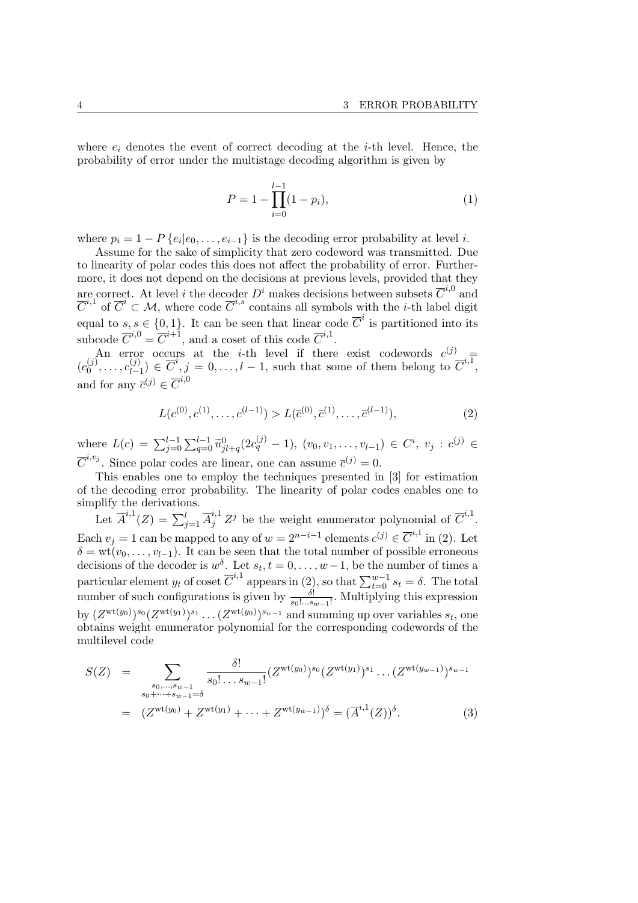where $e_i$ denotes the event of correct decoding at the $i$-th level. Hence, the probability of error under the multistage decoding algorithm is given by

$$P = 1 - \prod_{i=0}^{l-1}(1 - p_i), \tag{1}$$

where $p_i = 1 - P\{e_i | e_0, \ldots, e_{i-1}\}$ is the decoding error probability at level $i$.

Assume for the sake of simplicity that zero codeword was transmitted. Due to linearity of polar codes this does not affect the probability of error. Furthermore, it does not depend on the decisions at previous levels, provided that they are correct. At level $i$ the decoder $D^i$ makes decisions between subsets $\overline{C}^{i,0}$ and $\overline{C}^{i,1}$ of $\overline{C}^i \subset \mathcal{M}$, where code $\overline{C}^{i,s}$ contains all symbols with the $i$-th label digit equal to $s, s \in \{0, 1\}$. It can be seen that linear code $\overline{C}^i$ is partitioned into its subcode $\overline{C}^{i,0} = \overline{C}^{i+1}$, and a coset of this code $\overline{C}^{i,1}$.

An error occurs at the $i$-th level if there exist codewords $c^{(j)} = (c_0^{(j)}, \ldots, c_{l-1}^{(j)}) \in \overline{C}^i, j = 0, \ldots, l-1$, such that some of them belong to $\overline{C}^{i,1}$, and for any $\overline{c}^{(j)} \in \overline{C}^{i,0}$

$$L(c^{(0)}, c^{(1)}, \ldots, c^{(l-1)}) > L(\overline{c}^{(0)}, \overline{c}^{(1)}, \ldots, \overline{c}^{(l-1)}), \tag{2}$$

where $L(c) = \sum_{j=0}^{l-1} \sum_{q=0}^{l-1} \widetilde{u}_{jl+q}^0 (2c_q^{(j)} - 1)$, $(v_0, v_1, \ldots, v_{l-1}) \in C^i$, $v_j : c^{(j)} \in \overline{C}^{i,v_j}$. Since polar codes are linear, one can assume $\overline{c}^{(j)} = 0$.

This enables one to employ the techniques presented in [3] for estimation of the decoding error probability. The linearity of polar codes enables one to simplify the derivations.

Let $\overline{A}^{i,1}(Z) = \sum_{j=1}^{l} \overline{A}_j^{i,1} Z^j$ be the weight enumerator polynomial of $\overline{C}^{i,1}$. Each $v_j = 1$ can be mapped to any of $w = 2^{n-i-1}$ elements $c^{(j)} \in \overline{C}^{i,1}$ in (2). Let $\delta = \mathrm{wt}(v_0, \ldots, v_{l-1})$. It can be seen that the total number of possible erroneous decisions of the decoder is $w^\delta$. Let $s_t, t = 0, \ldots, w-1$, be the number of times a particular element $y_t$ of coset $\overline{C}^{i,1}$ appears in (2), so that $\sum_{t=0}^{w-1} s_t = \delta$. The total number of such configurations is given by $\frac{\delta!}{s_0! \ldots s_{w-1}!}$. Multiplying this expression by $(Z^{\mathrm{wt}(y_0)})^{s_0} (Z^{\mathrm{wt}(y_1)})^{s_1} \ldots (Z^{\mathrm{wt}(y_0)})^{s_{w-1}}$ and summing up over variables $s_t$, one obtains weight enumerator polynomial for the corresponding codewords of the multilevel code

$$\begin{aligned} S(Z) &= \sum_{\substack{s_0, \ldots, s_{w-1} \\ s_0 + \cdots + s_{w-1} = \delta}} \frac{\delta!}{s_0! \ldots s_{w-1}!} (Z^{\mathrm{wt}(y_0)})^{s_0} (Z^{\mathrm{wt}(y_1)})^{s_1} \ldots (Z^{\mathrm{wt}(y_{w-1})})^{s_{w-1}} \\ &= (Z^{\mathrm{wt}(y_0)} + Z^{\mathrm{wt}(y_1)} + \cdots + Z^{\mathrm{wt}(y_{w-1})})^\delta = (\overline{A}^{i,1}(Z))^\delta. \end{aligned} \tag{3}$$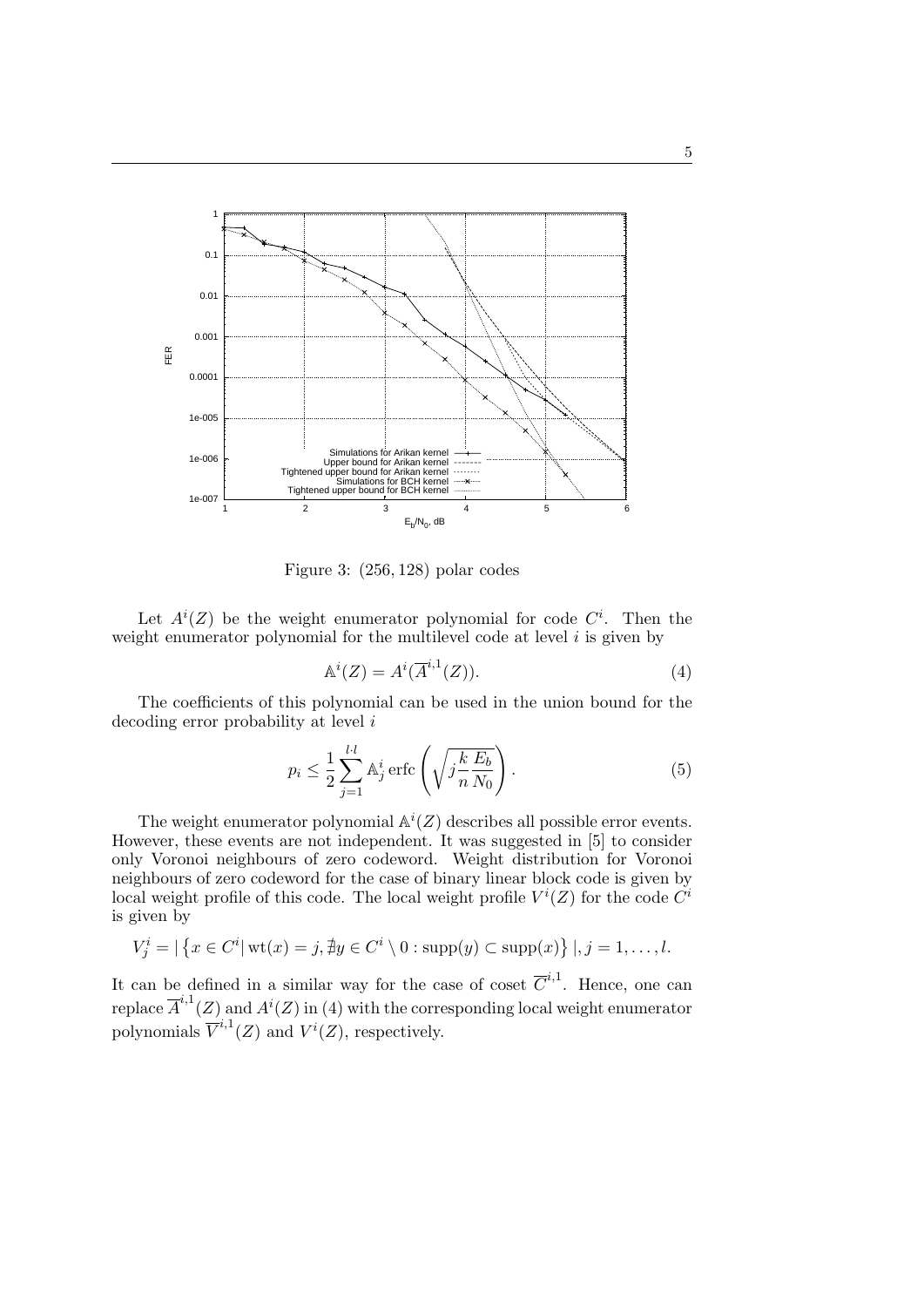Figure 3: $(256, 128)$ polar codes

Let $A^i(Z)$ be the weight enumerator polynomial for code $C^i$. Then the weight enumerator polynomial for the multilevel code at level $i$ is given by

$$\mathbb{A}^i(Z) = A^i(\overline{A}^{i,1}(Z)). \tag{4}$$

The coefficients of this polynomial can be used in the union bound for the decoding error probability at level $i$

$$p_i \leq \frac{1}{2} \sum_{j=1}^{l \cdot l} \mathbb{A}^i_j \operatorname{erfc}\left(\sqrt{j \frac{k}{n} \frac{E_b}{N_0}}\right). \tag{5}$$

The weight enumerator polynomial $\mathbb{A}^i(Z)$ describes all possible error events. However, these events are not independent. It was suggested in [5] to consider only Voronoi neighbours of zero codeword. Weight distribution for Voronoi neighbours of zero codeword for the case of binary linear block code is given by local weight profile of this code. The local weight profile $V^i(Z)$ for the code $C^i$ is given by

$$V^i_j = |\left\{x \in C^i |\, \mathrm{wt}(x) = j, \nexists y \in C^i \setminus 0 : \mathrm{supp}(y) \subset \mathrm{supp}(x)\right\}|, j = 1, \ldots, l.$$

It can be defined in a similar way for the case of coset $\overline{C}^{i,1}$. Hence, one can replace $\overline{A}^{i,1}(Z)$ and $A^i(Z)$ in (4) with the corresponding local weight enumerator polynomials $\overline{V}^{i,1}(Z)$ and $V^i(Z)$, respectively.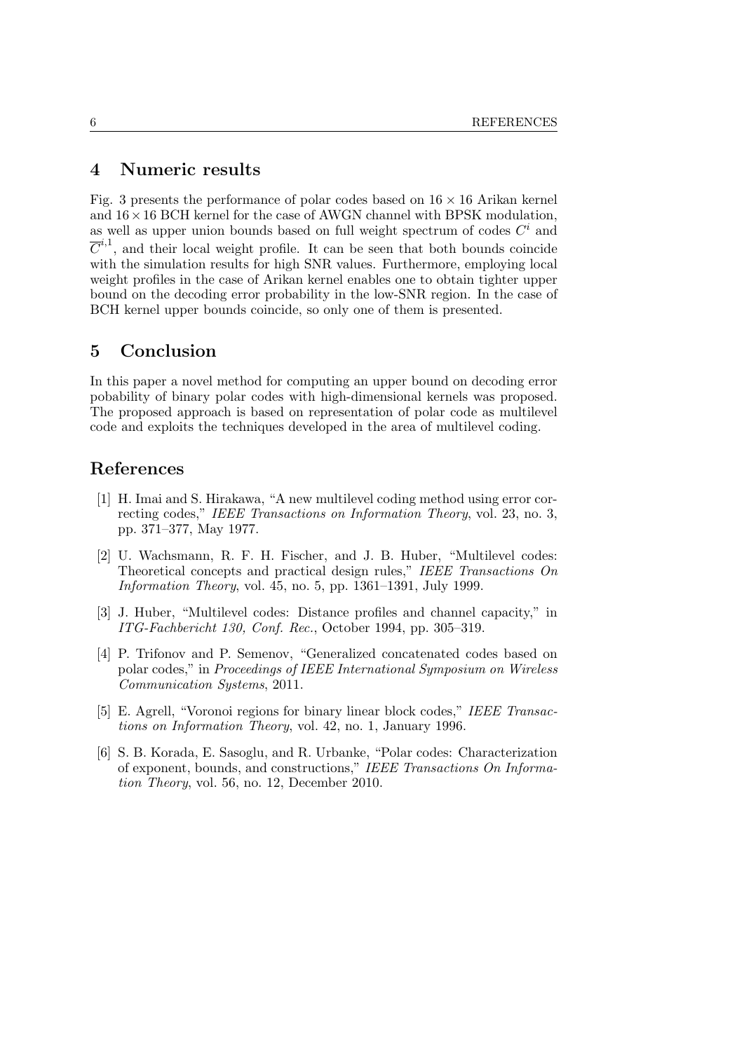## 4 Numeric results

Fig. 3 presents the performance of polar codes based on $16 \times 16$ Arikan kernel and $16 \times 16$ BCH kernel for the case of AWGN channel with BPSK modulation, as well as upper union bounds based on full weight spectrum of codes $C^i$ and $\overline{C}^{i,1}$, and their local weight profile. It can be seen that both bounds coincide with the simulation results for high SNR values. Furthermore, employing local weight profiles in the case of Arikan kernel enables one to obtain tighter upper bound on the decoding error probability in the low-SNR region. In the case of BCH kernel upper bounds coincide, so only one of them is presented.

## 5 Conclusion

In this paper a novel method for computing an upper bound on decoding error pobability of binary polar codes with high-dimensional kernels was proposed. The proposed approach is based on representation of polar code as multilevel code and exploits the techniques developed in the area of multilevel coding.

## References

[1] H. Imai and S. Hirakawa, "A new multilevel coding method using error correcting codes," *IEEE Transactions on Information Theory*, vol. 23, no. 3, pp. 371–377, May 1977.

[2] U. Wachsmann, R. F. H. Fischer, and J. B. Huber, "Multilevel codes: Theoretical concepts and practical design rules," *IEEE Transactions On Information Theory*, vol. 45, no. 5, pp. 1361–1391, July 1999.

[3] J. Huber, "Multilevel codes: Distance profiles and channel capacity," in *ITG-Fachbericht 130, Conf. Rec.*, October 1994, pp. 305–319.

[4] P. Trifonov and P. Semenov, "Generalized concatenated codes based on polar codes," in *Proceedings of IEEE International Symposium on Wireless Communication Systems*, 2011.

[5] E. Agrell, "Voronoi regions for binary linear block codes," *IEEE Transactions on Information Theory*, vol. 42, no. 1, January 1996.

[6] S. B. Korada, E. Sasoglu, and R. Urbanke, "Polar codes: Characterization of exponent, bounds, and constructions," *IEEE Transactions On Information Theory*, vol. 56, no. 12, December 2010.